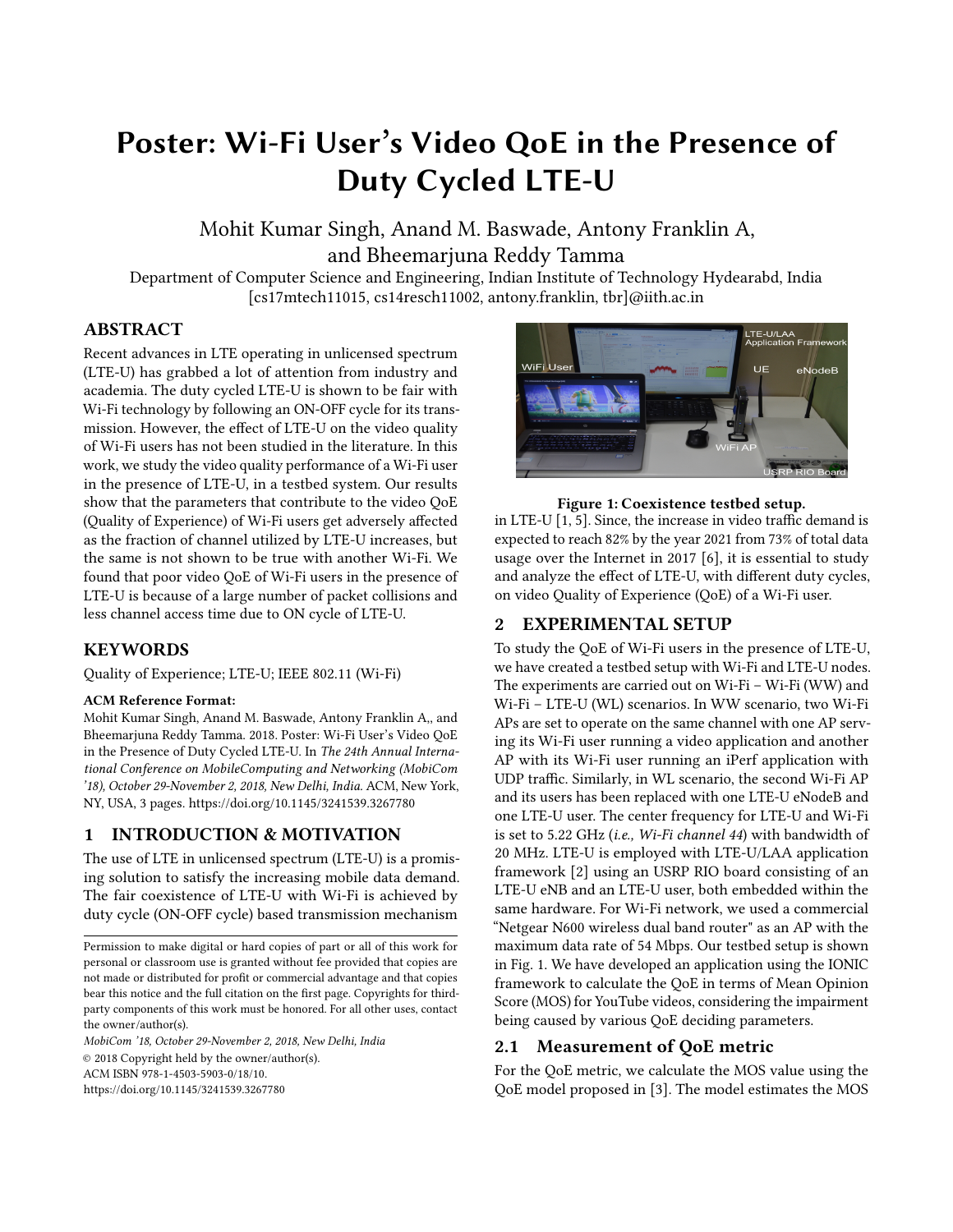# Poster: Wi-Fi User's Video QoE in the Presence of Duty Cycled LTE-U

Mohit Kumar Singh, Anand M. Baswade, Antony Franklin A, and Bheemarjuna Reddy Tamma

Department of Computer Science and Engineering, Indian Institute of Technology Hydearabd, India

[cs17mtech11015, cs14resch11002, antony.franklin, tbr]@iith.ac.in

## ABSTRACT

Recent advances in LTE operating in unlicensed spectrum (LTE-U) has grabbed a lot of attention from industry and academia. The duty cycled LTE-U is shown to be fair with Wi-Fi technology by following an ON-OFF cycle for its transmission. However, the effect of LTE-U on the video quality of Wi-Fi users has not been studied in the literature. In this work, we study the video quality performance of a Wi-Fi user in the presence of LTE-U, in a testbed system. Our results show that the parameters that contribute to the video QoE (Quality of Experience) of Wi-Fi users get adversely affected as the fraction of channel utilized by LTE-U increases, but the same is not shown to be true with another Wi-Fi. We found that poor video QoE of Wi-Fi users in the presence of LTE-U is because of a large number of packet collisions and less channel access time due to ON cycle of LTE-U.

## KEYWORDS

Quality of Experience; LTE-U; IEEE 802.11 (Wi-Fi)

**ACM Reference Format:**

Mohit Kumar Singh, Anand M. Baswade, Antony Franklin A,, and Bheemarjuna Reddy Tamma. 2018. Poster: Wi-Fi User's Video QoE in the Presence of Duty Cycled LTE-U. In *The 24th Annual International Conference on MobileComputing and Networking (MobiCom '18), October 29-November 2, 2018, New Delhi, India.* ACM, New York, NY, USA, 3 pages. https://doi.org/10.1145/3241539.3267780

## 1 INTRODUCTION & MOTIVATION

The use of LTE in unlicensed spectrum (LTE-U) is a promising solution to satisfy the increasing mobile data demand. The fair coexistence of LTE-U with Wi-Fi is achieved by duty cycle (ON-OFF cycle) based transmission mechanism in LTE-U [1, 5]. Since, the increase in video traffic demand is expected to reach 82% by the year 2021 from 73% of total data usage over the Internet in 2017 [6], it is essential to study and analyze the effect of LTE-U, with different duty cycles, on video Quality of Experience (QoE) of a Wi-Fi user.

Permission to make digital or hard copies of part or all of this work for personal or classroom use is granted without fee provided that copies are not made or distributed for profit or commercial advantage and that copies bear this notice and the full citation on the first page. Copyrights for third-party components of this work must be honored. For all other uses, contact the owner/author(s).

*MobiCom '18, October 29-November 2, 2018, New Delhi, India*

© 2018 Copyright held by the owner/author(s).

ACM ISBN 978-1-4503-5903-0/18/10.

https://doi.org/10.1145/3241539.3267780

**Figure 1: Coexistence testbed setup.**

## 2 EXPERIMENTAL SETUP

To study the QoE of Wi-Fi users in the presence of LTE-U, we have created a testbed setup with Wi-Fi and LTE-U nodes. The experiments are carried out on Wi-Fi – Wi-Fi (WW) and Wi-Fi – LTE-U (WL) scenarios. In WW scenario, two Wi-Fi APs are set to operate on the same channel with one AP serving its Wi-Fi user running a video application and another AP with its Wi-Fi user running an iPerf application with UDP traffic. Similarly, in WL scenario, the second Wi-Fi AP and its users has been replaced with one LTE-U eNodeB and one LTE-U user. The center frequency for LTE-U and Wi-Fi is set to 5.22 GHz (*i.e., Wi-Fi channel 44*) with bandwidth of 20 MHz. LTE-U is employed with LTE-U/LAA application framework [2] using an USRP RIO board consisting of an LTE-U eNB and an LTE-U user, both embedded within the same hardware. For Wi-Fi network, we used a commercial "Netgear N600 wireless dual band router" as an AP with the maximum data rate of 54 Mbps. Our testbed setup is shown in Fig. 1. We have developed an application using the IONIC framework to calculate the QoE in terms of Mean Opinion Score (MOS) for YouTube videos, considering the impairment being caused by various QoE deciding parameters.

### 2.1 Measurement of QoE metric

For the QoE metric, we calculate the MOS value using the QoE model proposed in [3]. The model estimates the MOS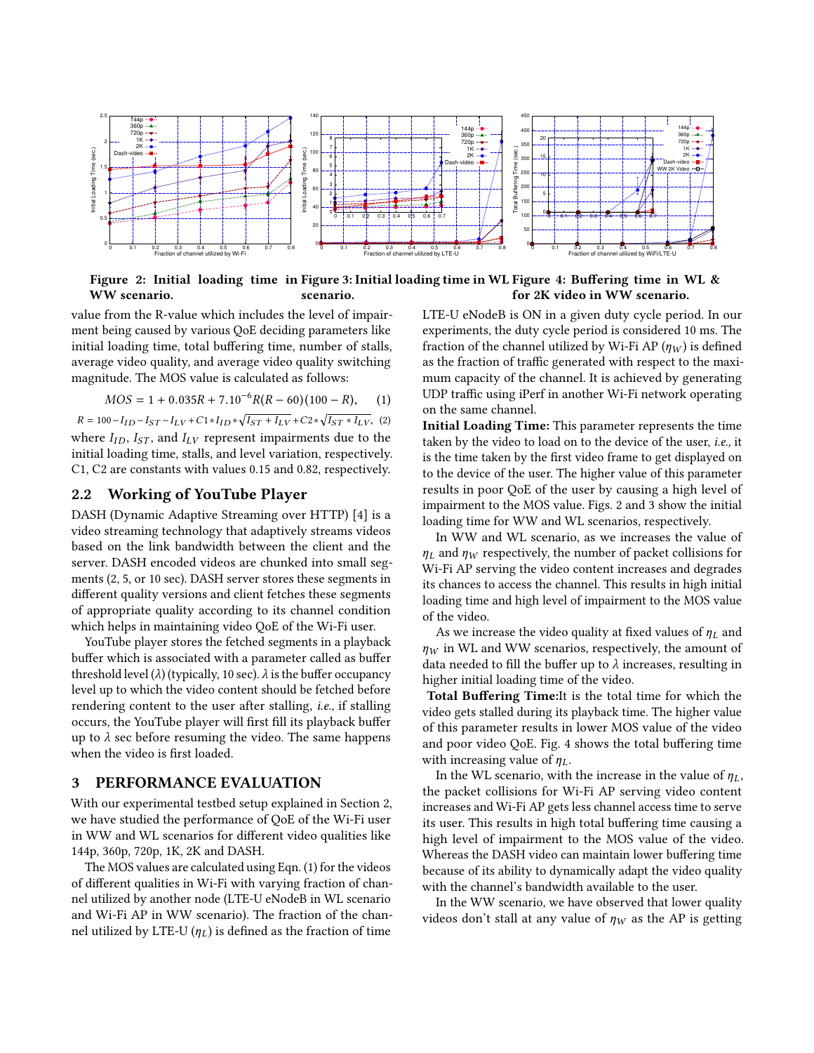Figure 2: Initial loading time in WW scenario.

Figure 3: Initial loading time in WL scenario.

Figure 4: Buffering time in WL & for 2K video in WW scenario.

value from the R-value which includes the level of impairment being caused by various QoE deciding parameters like initial loading time, total buffering time, number of stalls, average video quality, and average video quality switching magnitude. The MOS value is calculated as follows:

$$MOS = 1 + 0.035R + 7.10^{-6}R(R - 60)(100 - R), \quad (1)$$

$$R = 100 - I_{ID} - I_{ST} - I_{LV} + C1 * I_{ID} * \sqrt{I_{ST} + I_{LV}} + C2 * \sqrt{I_{ST} * I_{LV}}, \quad (2)$$

where $I_{ID}$, $I_{ST}$, and $I_{LV}$ represent impairments due to the initial loading time, stalls, and level variation, respectively. C1, C2 are constants with values 0.15 and 0.82, respectively.

## 2.2 Working of YouTube Player

DASH (Dynamic Adaptive Streaming over HTTP) [4] is a video streaming technology that adaptively streams videos based on the link bandwidth between the client and the server. DASH encoded videos are chunked into small segments (2, 5, or 10 sec). DASH server stores these segments in different quality versions and client fetches these segments of appropriate quality according to its channel condition which helps in maintaining video QoE of the Wi-Fi user.

YouTube player stores the fetched segments in a playback buffer which is associated with a parameter called as buffer threshold level ($\lambda$) (typically, 10 sec). $\lambda$ is the buffer occupancy level up to which the video content should be fetched before rendering content to the user after stalling, *i.e.*, if stalling occurs, the YouTube player will first fill its playback buffer up to $\lambda$ sec before resuming the video. The same happens when the video is first loaded.

# 3 PERFORMANCE EVALUATION

With our experimental testbed setup explained in Section 2, we have studied the performance of QoE of the Wi-Fi user in WW and WL scenarios for different video qualities like 144p, 360p, 720p, 1K, 2K and DASH.

The MOS values are calculated using Eqn. (1) for the videos of different qualities in Wi-Fi with varying fraction of channel utilized by another node (LTE-U eNodeB in WL scenario and Wi-Fi AP in WW scenario). The fraction of the channel utilized by LTE-U ($\eta_L$) is defined as the fraction of time LTE-U eNodeB is ON in a given duty cycle period. In our experiments, the duty cycle period is considered 10 ms. The fraction of the channel utilized by Wi-Fi AP ($\eta_W$) is defined as the fraction of traffic generated with respect to the maximum capacity of the channel. It is achieved by generating UDP traffic using iPerf in another Wi-Fi network operating on the same channel.

**Initial Loading Time:** This parameter represents the time taken by the video to load on to the device of the user, *i.e.,* it is the time taken by the first video frame to get displayed on to the device of the user. The higher value of this parameter results in poor QoE of the user by causing a high level of impairment to the MOS value. Figs. 2 and 3 show the initial loading time for WW and WL scenarios, respectively.

In WW and WL scenario, as we increases the value of $\eta_L$ and $\eta_W$ respectively, the number of packet collisions for Wi-Fi AP serving the video content increases and degrades its chances to access the channel. This results in high initial loading time and high level of impairment to the MOS value of the video.

As we increase the video quality at fixed values of $\eta_L$ and $\eta_W$ in WL and WW scenarios, respectively, the amount of data needed to fill the buffer up to $\lambda$ increases, resulting in higher initial loading time of the video.

**Total Buffering Time:** It is the total time for which the video gets stalled during its playback time. The higher value of this parameter results in lower MOS value of the video and poor video QoE. Fig. 4 shows the total buffering time with increasing value of $\eta_L$.

In the WL scenario, with the increase in the value of $\eta_L$, the packet collisions for Wi-Fi AP serving video content increases and Wi-Fi AP gets less channel access time to serve its user. This results in high total buffering time causing a high level of impairment to the MOS value of the video. Whereas the DASH video can maintain lower buffering time because of its ability to dynamically adapt the video quality with the channel's bandwidth available to the user.

In the WW scenario, we have observed that lower quality videos don't stall at any value of $\eta_W$ as the AP is getting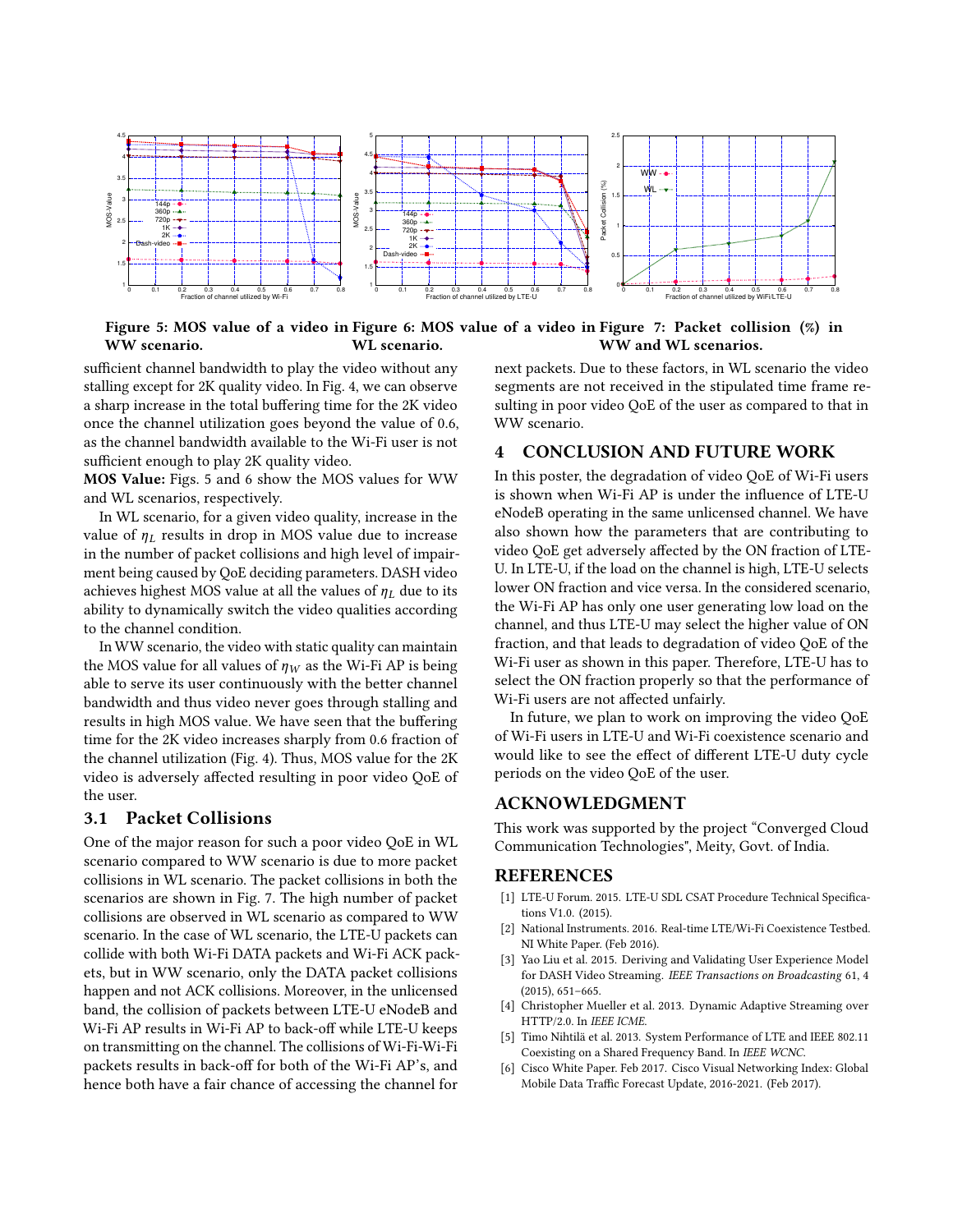Figure 5: MOS value of a video in WW scenario.

Figure 6: MOS value of a video in WL scenario.

Figure 7: Packet collision (%) in WW and WL scenarios.

sufficient channel bandwidth to play the video without any stalling except for 2K quality video. In Fig. 4, we can observe a sharp increase in the total buffering time for the 2K video once the channel utilization goes beyond the value of 0.6, as the channel bandwidth available to the Wi-Fi user is not sufficient enough to play 2K quality video.

**MOS Value:** Figs. 5 and 6 show the MOS values for WW and WL scenarios, respectively.

In WL scenario, for a given video quality, increase in the value of $\eta_L$ results in drop in MOS value due to increase in the number of packet collisions and high level of impairment being caused by QoE deciding parameters. DASH video achieves highest MOS value at all the values of $\eta_L$ due to its ability to dynamically switch the video qualities according to the channel condition.

In WW scenario, the video with static quality can maintain the MOS value for all values of $\eta_W$ as the Wi-Fi AP is being able to serve its user continuously with the better channel bandwidth and thus video never goes through stalling and results in high MOS value. We have seen that the buffering time for the 2K video increases sharply from 0.6 fraction of the channel utilization (Fig. 4). Thus, MOS value for the 2K video is adversely affected resulting in poor video QoE of the user.

## 3.1 Packet Collisions

One of the major reason for such a poor video QoE in WL scenario compared to WW scenario is due to more packet collisions in WL scenario. The packet collisions in both the scenarios are shown in Fig. 7. The high number of packet collisions are observed in WL scenario as compared to WW scenario. In the case of WL scenario, the LTE-U packets can collide with both Wi-Fi DATA packets and Wi-Fi ACK packets, but in WW scenario, only the DATA packet collisions happen and not ACK collisions. Moreover, in the unlicensed band, the collision of packets between LTE-U eNodeB and Wi-Fi AP results in Wi-Fi AP to back-off while LTE-U keeps on transmitting on the channel. The collisions of Wi-Fi-Wi-Fi packets results in back-off for both of the Wi-Fi AP's, and hence both have a fair chance of accessing the channel for next packets. Due to these factors, in WL scenario the video segments are not received in the stipulated time frame resulting in poor video QoE of the user as compared to that in WW scenario.

# 4 CONCLUSION AND FUTURE WORK

In this poster, the degradation of video QoE of Wi-Fi users is shown when Wi-Fi AP is under the influence of LTE-U eNodeB operating in the same unlicensed channel. We have also shown how the parameters that are contributing to video QoE get adversely affected by the ON fraction of LTE-U. In LTE-U, if the load on the channel is high, LTE-U selects lower ON fraction and vice versa. In the considered scenario, the Wi-Fi AP has only one user generating low load on the channel, and thus LTE-U may select the higher value of ON fraction, and that leads to degradation of video QoE of the Wi-Fi user as shown in this paper. Therefore, LTE-U has to select the ON fraction properly so that the performance of Wi-Fi users are not affected unfairly.

In future, we plan to work on improving the video QoE of Wi-Fi users in LTE-U and Wi-Fi coexistence scenario and would like to see the effect of different LTE-U duty cycle periods on the video QoE of the user.

# ACKNOWLEDGMENT

This work was supported by the project "Converged Cloud Communication Technologies", Meity, Govt. of India.

# REFERENCES

[1] LTE-U Forum. 2015. LTE-U SDL CSAT Procedure Technical Specifications V1.0. (2015).

[2] National Instruments. 2016. Real-time LTE/Wi-Fi Coexistence Testbed. NI White Paper. (Feb 2016).

[3] Yao Liu et al. 2015. Deriving and Validating User Experience Model for DASH Video Streaming. *IEEE Transactions on Broadcasting* 61, 4 (2015), 651–665.

[4] Christopher Mueller et al. 2013. Dynamic Adaptive Streaming over HTTP/2.0. In *IEEE ICME*.

[5] Timo Nihtilä et al. 2013. System Performance of LTE and IEEE 802.11 Coexisting on a Shared Frequency Band. In *IEEE WCNC*.

[6] Cisco White Paper. Feb 2017. Cisco Visual Networking Index: Global Mobile Data Traffic Forecast Update, 2016-2021. (Feb 2017).